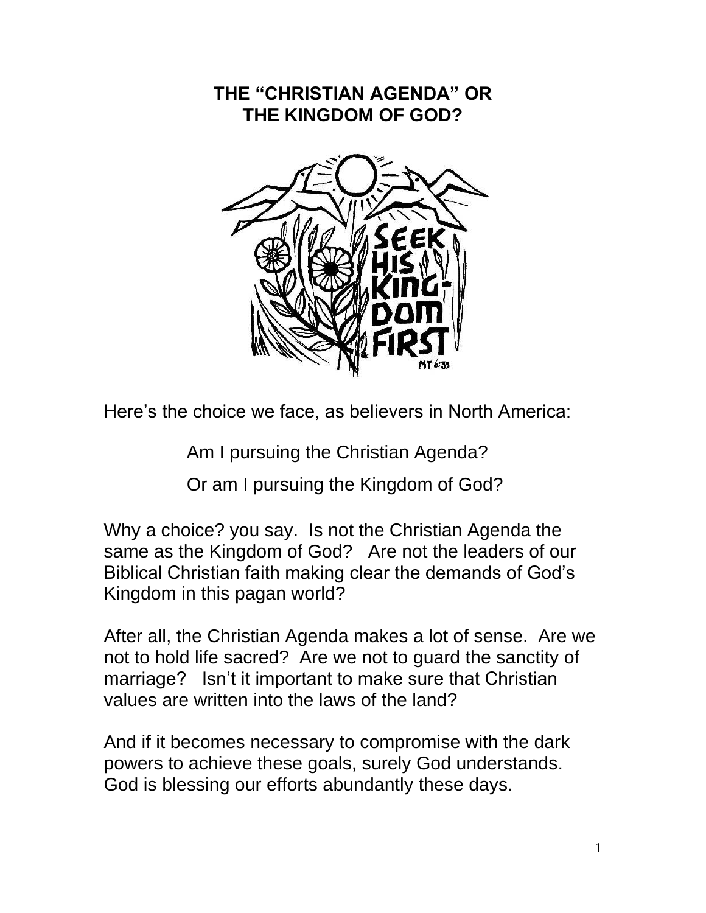# THE "CHRISTIAN AGENDA" OR THE KINGDOM OF GOD?

Here's the choice we face, as believers in North America:

> Am I pursuing the Christian Agenda?
>
> Or am I pursuing the Kingdom of God?

Why a choice? you say. Is not the Christian Agenda the same as the Kingdom of God? Are not the leaders of our Biblical Christian faith making clear the demands of God's Kingdom in this pagan world?

After all, the Christian Agenda makes a lot of sense. Are we not to hold life sacred? Are we not to guard the sanctity of marriage? Isn't it important to make sure that Christian values are written into the laws of the land?

And if it becomes necessary to compromise with the dark powers to achieve these goals, surely God understands. God is blessing our efforts abundantly these days.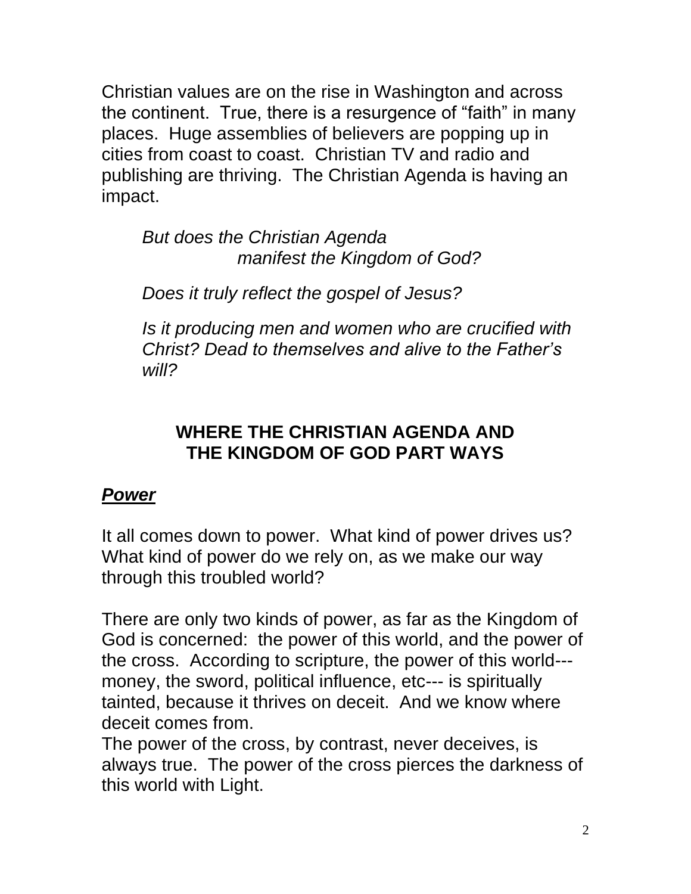Christian values are on the rise in Washington and across the continent. True, there is a resurgence of "faith" in many places. Huge assemblies of believers are popping up in cities from coast to coast. Christian TV and radio and publishing are thriving. The Christian Agenda is having an impact.

> *But does the Christian Agenda*
> *manifest the Kingdom of God?*
>
> *Does it truly reflect the gospel of Jesus?*
>
> *Is it producing men and women who are crucified with Christ? Dead to themselves and alive to the Father's will?*

## WHERE THE CHRISTIAN AGENDA AND THE KINGDOM OF GOD PART WAYS

### ***Power***

It all comes down to power. What kind of power drives us? What kind of power do we rely on, as we make our way through this troubled world?

There are only two kinds of power, as far as the Kingdom of God is concerned: the power of this world, and the power of the cross. According to scripture, the power of this world--- money, the sword, political influence, etc--- is spiritually tainted, because it thrives on deceit. And we know where deceit comes from.
The power of the cross, by contrast, never deceives, is always true. The power of the cross pierces the darkness of this world with Light.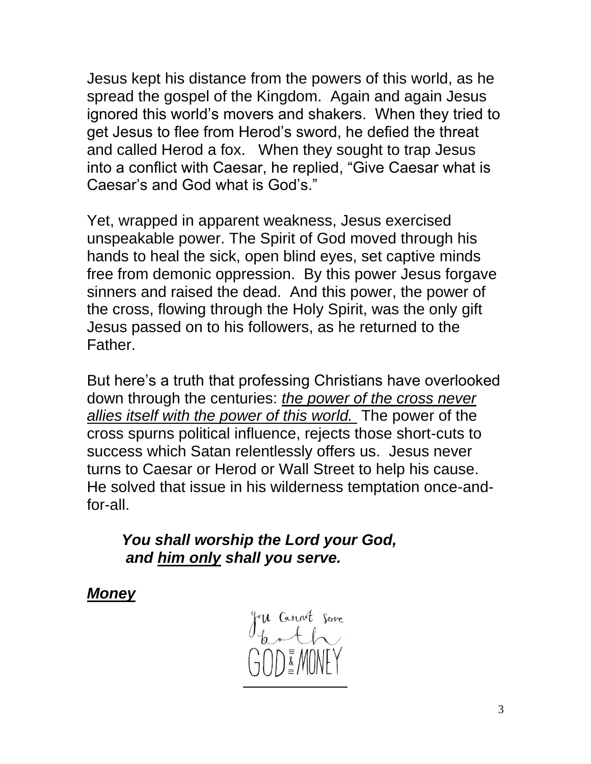Jesus kept his distance from the powers of this world, as he spread the gospel of the Kingdom. Again and again Jesus ignored this world's movers and shakers. When they tried to get Jesus to flee from Herod's sword, he defied the threat and called Herod a fox. When they sought to trap Jesus into a conflict with Caesar, he replied, "Give Caesar what is Caesar's and God what is God's."

Yet, wrapped in apparent weakness, Jesus exercised unspeakable power. The Spirit of God moved through his hands to heal the sick, open blind eyes, set captive minds free from demonic oppression. By this power Jesus forgave sinners and raised the dead. And this power, the power of the cross, flowing through the Holy Spirit, was the only gift Jesus passed on to his followers, as he returned to the Father.

But here's a truth that professing Christians have overlooked down through the centuries: *the power of the cross never allies itself with the power of this world.* The power of the cross spurns political influence, rejects those short-cuts to success which Satan relentlessly offers us. Jesus never turns to Caesar or Herod or Wall Street to help his cause. He solved that issue in his wilderness temptation once-and-for-all.

> ***You shall worship the Lord your God,***
> ***and him only shall you serve.***

***Money***

You Cannot Serve both GOD & MONEY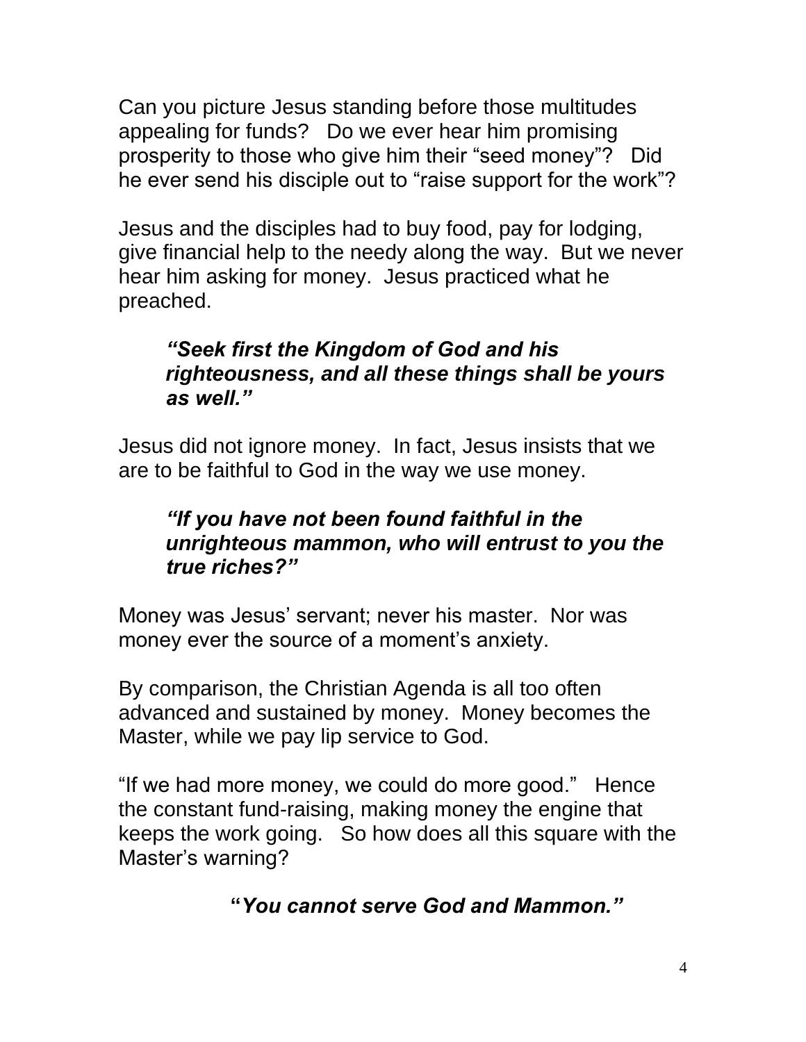Can you picture Jesus standing before those multitudes appealing for funds? Do we ever hear him promising prosperity to those who give him their "seed money"? Did he ever send his disciple out to "raise support for the work"?

Jesus and the disciples had to buy food, pay for lodging, give financial help to the needy along the way. But we never hear him asking for money. Jesus practiced what he preached.

> ***"Seek first the Kingdom of God and his righteousness, and all these things shall be yours as well."***

Jesus did not ignore money. In fact, Jesus insists that we are to be faithful to God in the way we use money.

> ***"If you have not been found faithful in the unrighteous mammon, who will entrust to you the true riches?"***

Money was Jesus' servant; never his master. Nor was money ever the source of a moment's anxiety.

By comparison, the Christian Agenda is all too often advanced and sustained by money. Money becomes the Master, while we pay lip service to God.

"If we had more money, we could do more good." Hence the constant fund-raising, making money the engine that keeps the work going. So how does all this square with the Master's warning?

***"You cannot serve God and Mammon."***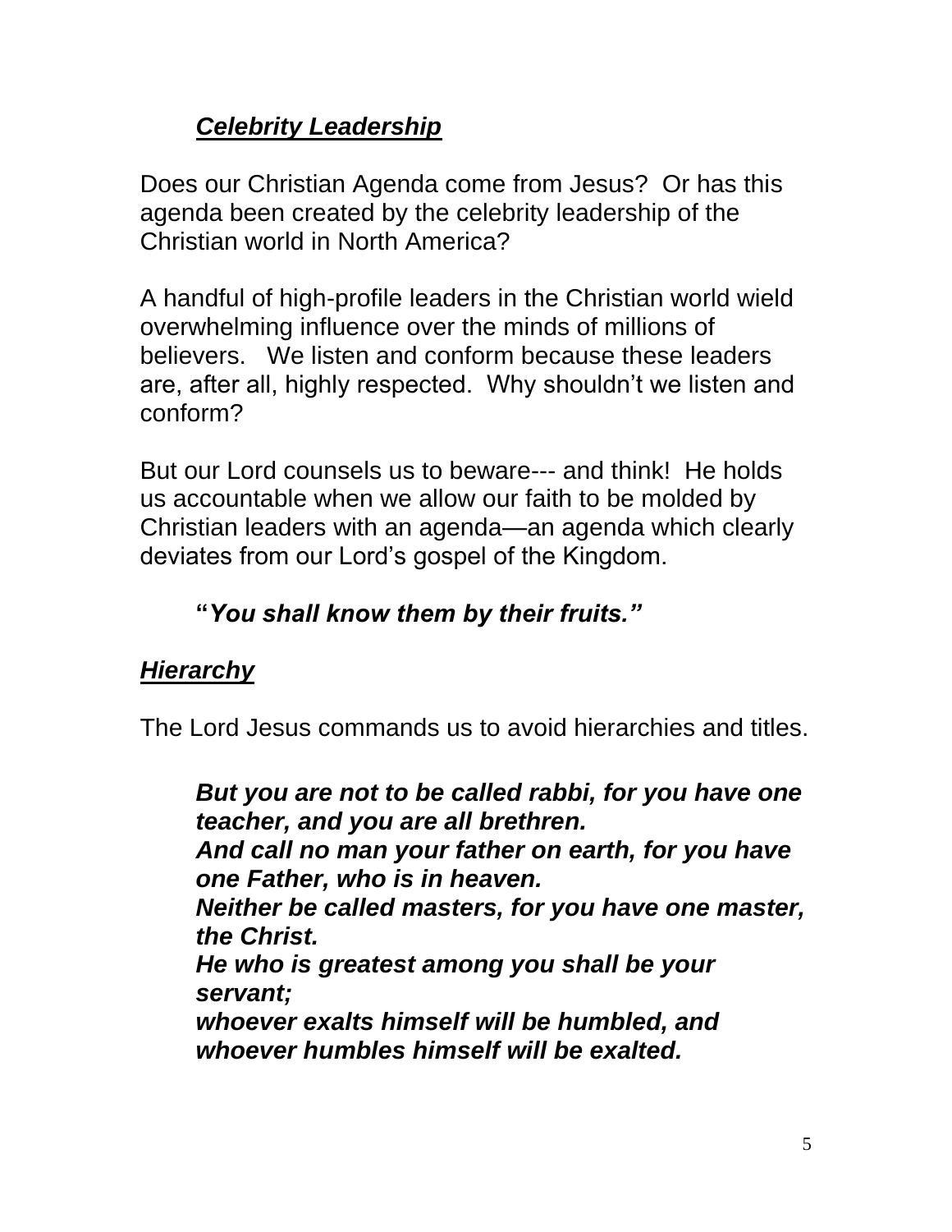## ***Celebrity Leadership***

Does our Christian Agenda come from Jesus? Or has this agenda been created by the celebrity leadership of the Christian world in North America?

A handful of high-profile leaders in the Christian world wield overwhelming influence over the minds of millions of believers. We listen and conform because these leaders are, after all, highly respected. Why shouldn't we listen and conform?

But our Lord counsels us to beware--- and think! He holds us accountable when we allow our faith to be molded by Christian leaders with an agenda—an agenda which clearly deviates from our Lord's gospel of the Kingdom.

> **"*You shall know them by their fruits."***

## ***Hierarchy***

The Lord Jesus commands us to avoid hierarchies and titles.

> ***But you are not to be called rabbi, for you have one teacher, and you are all brethren.***
> ***And call no man your father on earth, for you have one Father, who is in heaven.***
> ***Neither be called masters, for you have one master, the Christ.***
> ***He who is greatest among you shall be your servant;***
> ***whoever exalts himself will be humbled, and whoever humbles himself will be exalted.***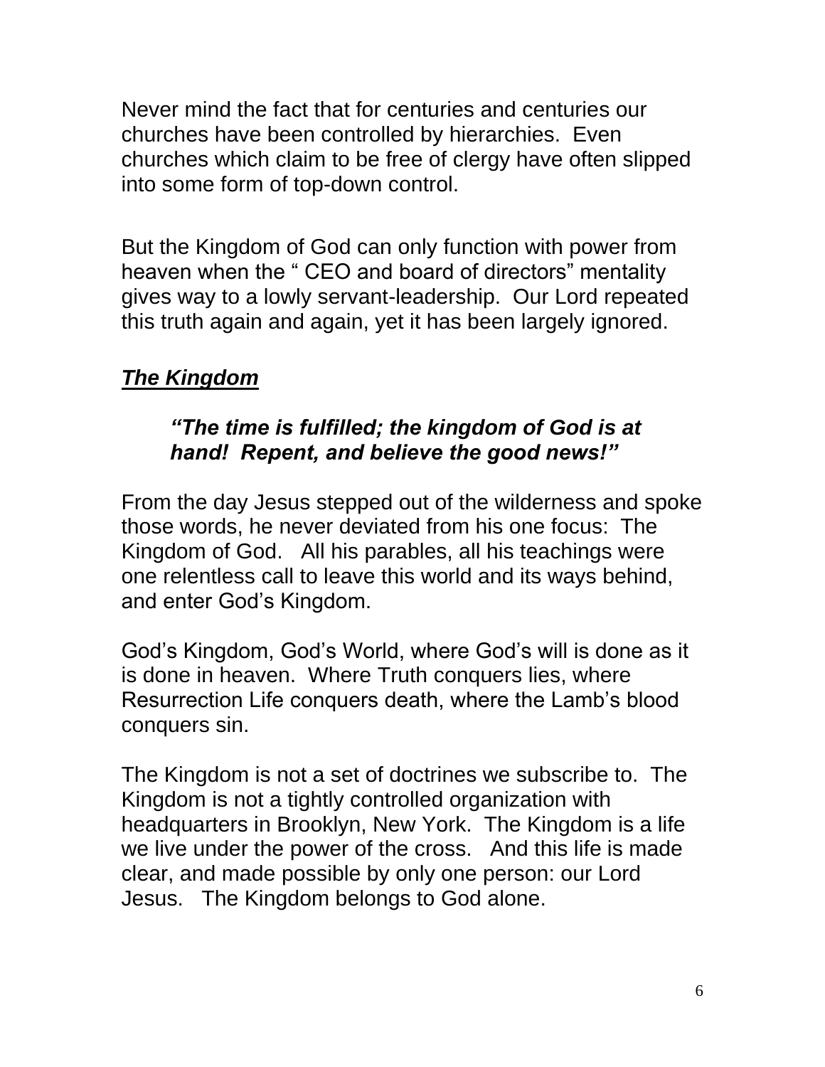Never mind the fact that for centuries and centuries our churches have been controlled by hierarchies. Even churches which claim to be free of clergy have often slipped into some form of top-down control.

But the Kingdom of God can only function with power from heaven when the " CEO and board of directors" mentality gives way to a lowly servant-leadership. Our Lord repeated this truth again and again, yet it has been largely ignored.

***<u>The Kingdom</u>***

> ***"The time is fulfilled; the kingdom of God is at hand! Repent, and believe the good news!"***

From the day Jesus stepped out of the wilderness and spoke those words, he never deviated from his one focus: The Kingdom of God. All his parables, all his teachings were one relentless call to leave this world and its ways behind, and enter God's Kingdom.

God's Kingdom, God's World, where God's will is done as it is done in heaven. Where Truth conquers lies, where Resurrection Life conquers death, where the Lamb's blood conquers sin.

The Kingdom is not a set of doctrines we subscribe to. The Kingdom is not a tightly controlled organization with headquarters in Brooklyn, New York. The Kingdom is a life we live under the power of the cross. And this life is made clear, and made possible by only one person: our Lord Jesus. The Kingdom belongs to God alone.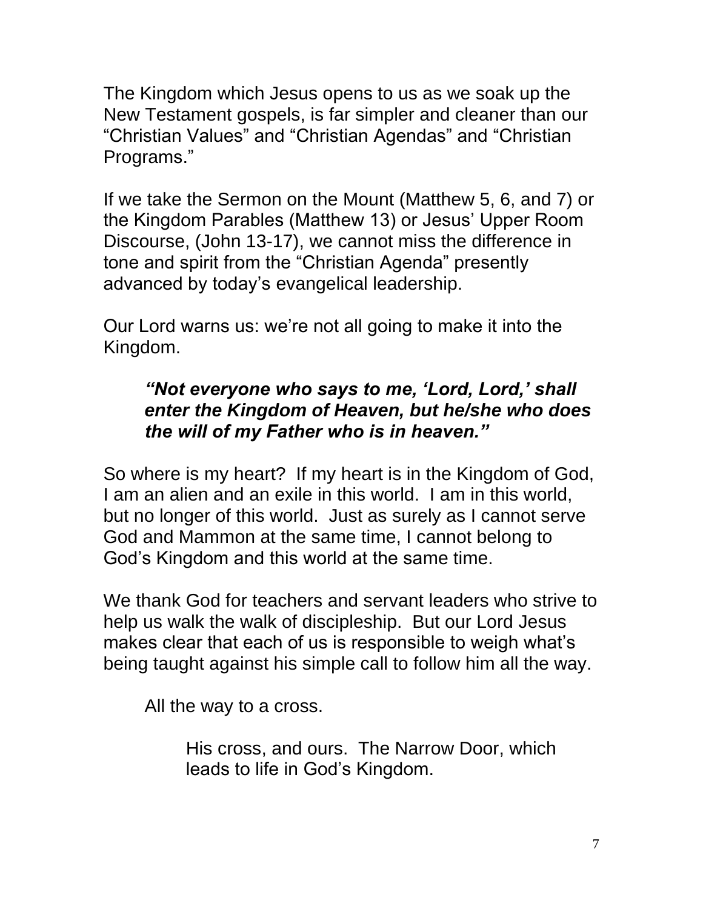The Kingdom which Jesus opens to us as we soak up the New Testament gospels, is far simpler and cleaner than our “Christian Values” and “Christian Agendas” and “Christian Programs.”

If we take the Sermon on the Mount (Matthew 5, 6, and 7) or the Kingdom Parables (Matthew 13) or Jesus’ Upper Room Discourse, (John 13-17), we cannot miss the difference in tone and spirit from the “Christian Agenda” presently advanced by today’s evangelical leadership.

Our Lord warns us: we’re not all going to make it into the Kingdom.

> ***“Not everyone who says to me, ‘Lord, Lord,’ shall enter the Kingdom of Heaven, but he/she who does the will of my Father who is in heaven.”***

So where is my heart? If my heart is in the Kingdom of God, I am an alien and an exile in this world. I am in this world, but no longer of this world. Just as surely as I cannot serve God and Mammon at the same time, I cannot belong to God’s Kingdom and this world at the same time.

We thank God for teachers and servant leaders who strive to help us walk the walk of discipleship. But our Lord Jesus makes clear that each of us is responsible to weigh what’s being taught against his simple call to follow him all the way.

All the way to a cross.

His cross, and ours. The Narrow Door, which leads to life in God’s Kingdom.